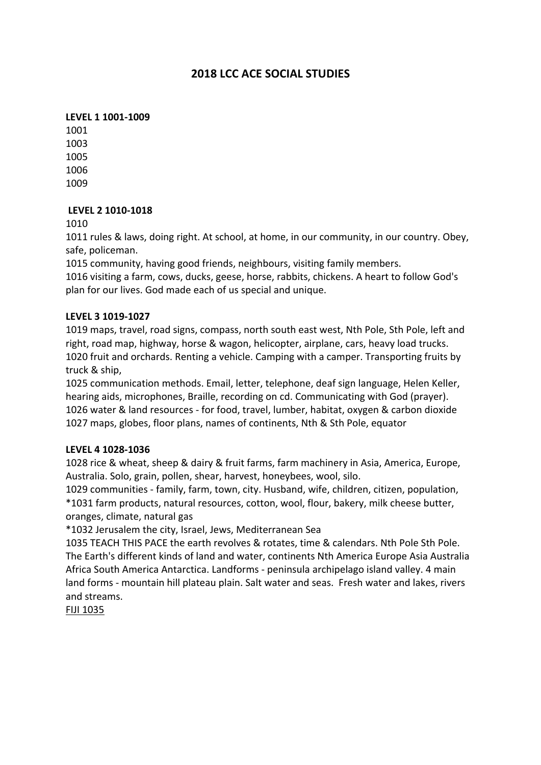# 2018 LCC ACE SOCIAL STUDIES

**LEVEL 1 1001-1009**

1001
1003
1005
1006
1009

**LEVEL 2 1010-1018**

1010
1011 rules & laws, doing right. At school, at home, in our community, in our country. Obey, safe, policeman.
1015 community, having good friends, neighbours, visiting family members.
1016 visiting a farm, cows, ducks, geese, horse, rabbits, chickens. A heart to follow God's plan for our lives. God made each of us special and unique.

**LEVEL 3 1019-1027**

1019 maps, travel, road signs, compass, north south east west, Nth Pole, Sth Pole, left and right, road map, highway, horse & wagon, helicopter, airplane, cars, heavy load trucks.
1020 fruit and orchards. Renting a vehicle. Camping with a camper. Transporting fruits by truck & ship,
1025 communication methods. Email, letter, telephone, deaf sign language, Helen Keller, hearing aids, microphones, Braille, recording on cd. Communicating with God (prayer).
1026 water & land resources - for food, travel, lumber, habitat, oxygen & carbon dioxide
1027 maps, globes, floor plans, names of continents, Nth & Sth Pole, equator

**LEVEL 4 1028-1036**

1028 rice & wheat, sheep & dairy & fruit farms, farm machinery in Asia, America, Europe, Australia. Solo, grain, pollen, shear, harvest, honeybees, wool, silo.
1029 communities - family, farm, town, city. Husband, wife, children, citizen, population,
*1031 farm products, natural resources, cotton, wool, flour, bakery, milk cheese butter, oranges, climate, natural gas
*1032 Jerusalem the city, Israel, Jews, Mediterranean Sea
1035 TEACH THIS PACE the earth revolves & rotates, time & calendars. Nth Pole Sth Pole. The Earth's different kinds of land and water, continents Nth America Europe Asia Australia Africa South America Antarctica. Landforms - peninsula archipelago island valley. 4 main land forms - mountain hill plateau plain. Salt water and seas. Fresh water and lakes, rivers and streams.
FIJI 1035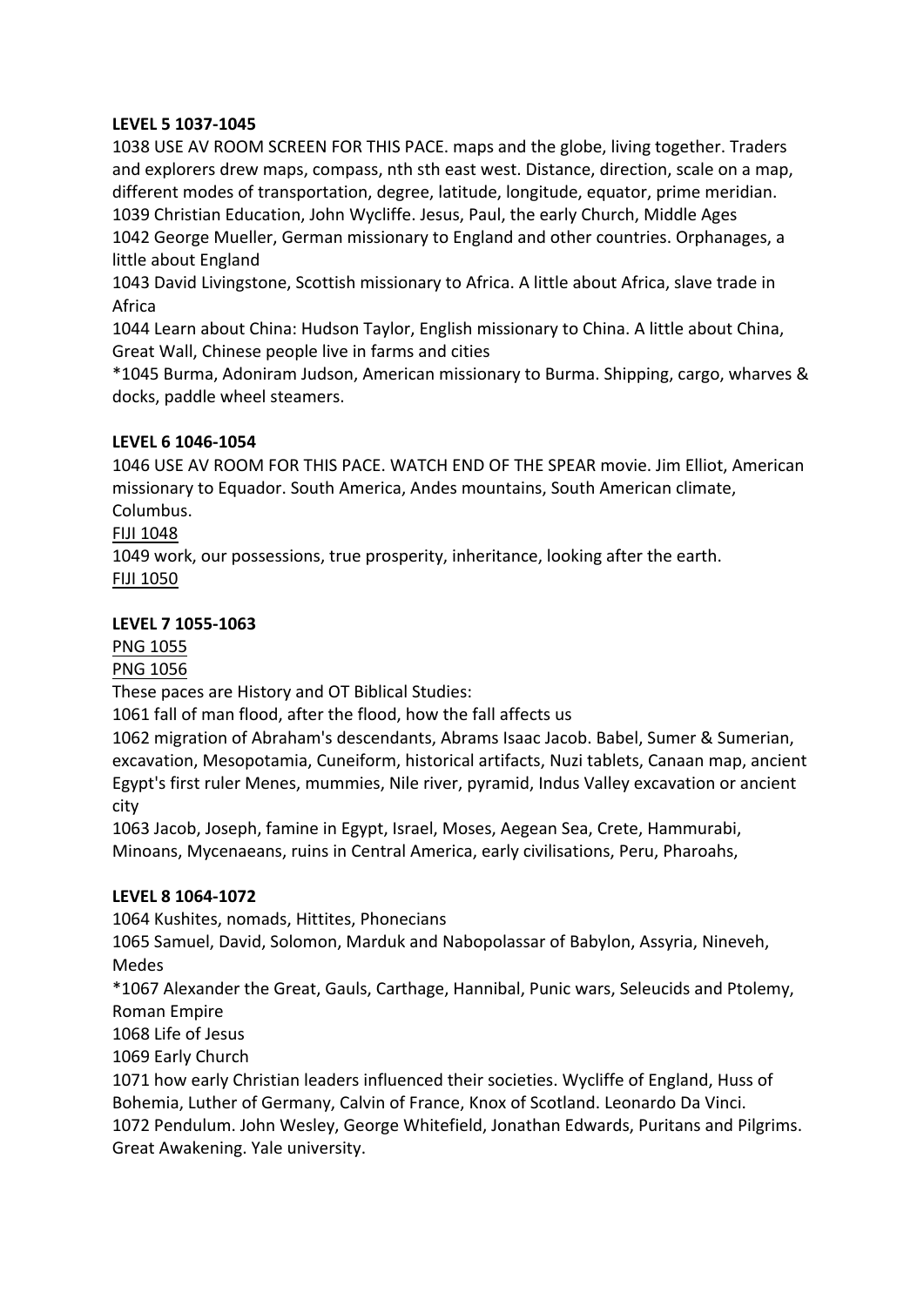**LEVEL 5 1037-1045**

1038 USE AV ROOM SCREEN FOR THIS PACE. maps and the globe, living together. Traders and explorers drew maps, compass, nth sth east west. Distance, direction, scale on a map, different modes of transportation, degree, latitude, longitude, equator, prime meridian.
1039 Christian Education, John Wycliffe. Jesus, Paul, the early Church, Middle Ages
1042 George Mueller, German missionary to England and other countries. Orphanages, a little about England
1043 David Livingstone, Scottish missionary to Africa. A little about Africa, slave trade in Africa
1044 Learn about China: Hudson Taylor, English missionary to China. A little about China, Great Wall, Chinese people live in farms and cities
*1045 Burma, Adoniram Judson, American missionary to Burma. Shipping, cargo, wharves & docks, paddle wheel steamers.

**LEVEL 6 1046-1054**

1046 USE AV ROOM FOR THIS PACE. WATCH END OF THE SPEAR movie. Jim Elliot, American missionary to Equador. South America, Andes mountains, South American climate, Columbus.
<u>FIJI 1048</u>
1049 work, our possessions, true prosperity, inheritance, looking after the earth.
<u>FIJI 1050</u>

**LEVEL 7 1055-1063**

<u>PNG 1055</u>
<u>PNG 1056</u>
These paces are History and OT Biblical Studies:
1061 fall of man flood, after the flood, how the fall affects us
1062 migration of Abraham's descendants, Abrams Isaac Jacob. Babel, Sumer & Sumerian, excavation, Mesopotamia, Cuneiform, historical artifacts, Nuzi tablets, Canaan map, ancient Egypt's first ruler Menes, mummies, Nile river, pyramid, Indus Valley excavation or ancient city
1063 Jacob, Joseph, famine in Egypt, Israel, Moses, Aegean Sea, Crete, Hammurabi, Minoans, Mycenaeans, ruins in Central America, early civilisations, Peru, Pharoahs,

**LEVEL 8 1064-1072**

1064 Kushites, nomads, Hittites, Phonecians
1065 Samuel, David, Solomon, Marduk and Nabopolassar of Babylon, Assyria, Nineveh, Medes
*1067 Alexander the Great, Gauls, Carthage, Hannibal, Punic wars, Seleucids and Ptolemy, Roman Empire
1068 Life of Jesus
1069 Early Church
1071 how early Christian leaders influenced their societies. Wycliffe of England, Huss of Bohemia, Luther of Germany, Calvin of France, Knox of Scotland. Leonardo Da Vinci.
1072 Pendulum. John Wesley, George Whitefield, Jonathan Edwards, Puritans and Pilgrims. Great Awakening. Yale university.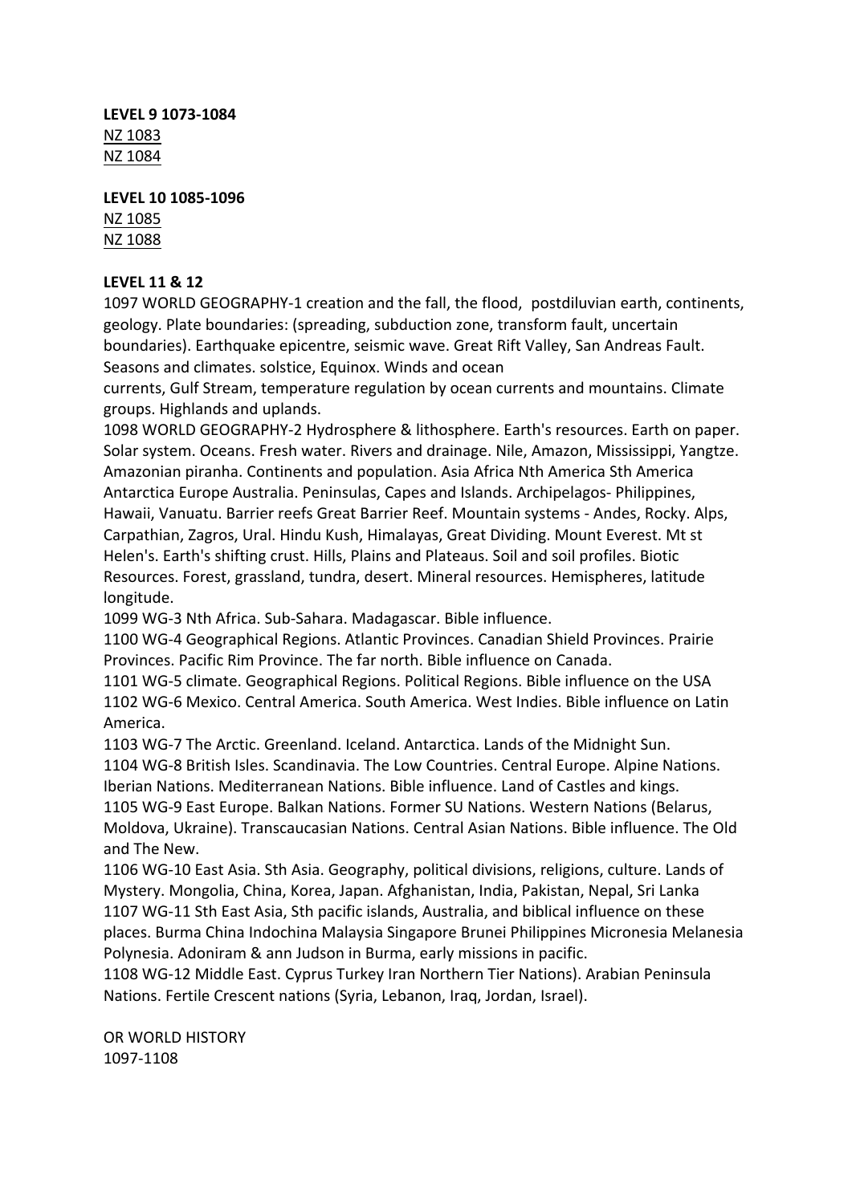**LEVEL 9 1073-1084**

NZ 1083

NZ 1084

**LEVEL 10 1085-1096**

NZ 1085

NZ 1088

**LEVEL 11 & 12**

1097 WORLD GEOGRAPHY-1 creation and the fall, the flood, postdiluvian earth, continents, geology. Plate boundaries: (spreading, subduction zone, transform fault, uncertain boundaries). Earthquake epicentre, seismic wave. Great Rift Valley, San Andreas Fault. Seasons and climates. solstice, Equinox. Winds and ocean currents, Gulf Stream, temperature regulation by ocean currents and mountains. Climate groups. Highlands and uplands.

1098 WORLD GEOGRAPHY-2 Hydrosphere & lithosphere. Earth's resources. Earth on paper. Solar system. Oceans. Fresh water. Rivers and drainage. Nile, Amazon, Mississippi, Yangtze. Amazonian piranha. Continents and population. Asia Africa Nth America Sth America Antarctica Europe Australia. Peninsulas, Capes and Islands. Archipelagos- Philippines, Hawaii, Vanuatu. Barrier reefs Great Barrier Reef. Mountain systems - Andes, Rocky. Alps, Carpathian, Zagros, Ural. Hindu Kush, Himalayas, Great Dividing. Mount Everest. Mt st Helen's. Earth's shifting crust. Hills, Plains and Plateaus. Soil and soil profiles. Biotic Resources. Forest, grassland, tundra, desert. Mineral resources. Hemispheres, latitude longitude.

1099 WG-3 Nth Africa. Sub-Sahara. Madagascar. Bible influence.

1100 WG-4 Geographical Regions. Atlantic Provinces. Canadian Shield Provinces. Prairie Provinces. Pacific Rim Province. The far north. Bible influence on Canada.

1101 WG-5 climate. Geographical Regions. Political Regions. Bible influence on the USA

1102 WG-6 Mexico. Central America. South America. West Indies. Bible influence on Latin America.

1103 WG-7 The Arctic. Greenland. Iceland. Antarctica. Lands of the Midnight Sun.

1104 WG-8 British Isles. Scandinavia. The Low Countries. Central Europe. Alpine Nations. Iberian Nations. Mediterranean Nations. Bible influence. Land of Castles and kings.

1105 WG-9 East Europe. Balkan Nations. Former SU Nations. Western Nations (Belarus, Moldova, Ukraine). Transcaucasian Nations. Central Asian Nations. Bible influence. The Old and The New.

1106 WG-10 East Asia. Sth Asia. Geography, political divisions, religions, culture. Lands of Mystery. Mongolia, China, Korea, Japan. Afghanistan, India, Pakistan, Nepal, Sri Lanka

1107 WG-11 Sth East Asia, Sth pacific islands, Australia, and biblical influence on these places. Burma China Indochina Malaysia Singapore Brunei Philippines Micronesia Melanesia Polynesia. Adoniram & ann Judson in Burma, early missions in pacific.

1108 WG-12 Middle East. Cyprus Turkey Iran Northern Tier Nations). Arabian Peninsula Nations. Fertile Crescent nations (Syria, Lebanon, Iraq, Jordan, Israel).

OR WORLD HISTORY
1097-1108